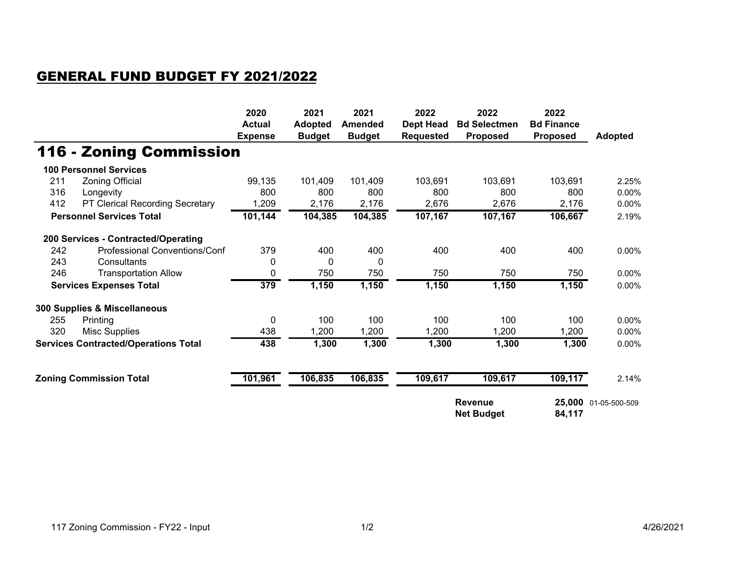# GENERAL FUND BUDGET FY 2021/2022

## 116 - Zoning Commission

| | | 2020 Actual Expense | 2021 Adopted Budget | 2021 Amended Budget | 2022 Dept Head Requested | 2022 Bd Selectmen Proposed | 2022 Bd Finance Proposed | Adopted |
|---|---|---|---|---|---|---|---|---|
| **100 Personnel Services** | | | | | | | | |
| 211 | Zoning Official | 99,135 | 101,409 | 101,409 | 103,691 | 103,691 | 103,691 | 2.25% |
| 316 | Longevity | 800 | 800 | 800 | 800 | 800 | 800 | 0.00% |
| 412 | PT Clerical Recording Secretary | 1,209 | 2,176 | 2,176 | 2,676 | 2,676 | 2,176 | 0.00% |
| **Personnel Services Total** | | **101,144** | **104,385** | **104,385** | **107,167** | **107,167** | **106,667** | 2.19% |
| **200 Services - Contracted/Operating** | | | | | | | | |
| 242 | Professional Conventions/Conf | 379 | 400 | 400 | 400 | 400 | 400 | 0.00% |
| 243 | Consultants | 0 | 0 | 0 | | | | |
| 246 | Transportation Allow | 0 | 750 | 750 | 750 | 750 | 750 | 0.00% |
| **Services Expenses Total** | | **379** | **1,150** | **1,150** | **1,150** | **1,150** | **1,150** | 0.00% |
| **300 Supplies & Miscellaneous** | | | | | | | | |
| 255 | Printing | 0 | 100 | 100 | 100 | 100 | 100 | 0.00% |
| 320 | Misc Supplies | 438 | 1,200 | 1,200 | 1,200 | 1,200 | 1,200 | 0.00% |
| **Services Contracted/Operations Total** | | **438** | **1,300** | **1,300** | **1,300** | **1,300** | **1,300** | 0.00% |
| **Zoning Commission Total** | | **101,961** | **106,835** | **106,835** | **109,617** | **109,617** | **109,117** | 2.14% |
| | | | | | | **Revenue** | **25,000** | 01-05-500-509 |
| | | | | | | **Net Budget** | **84,117** | |

117 Zoning Commission - FY22 - Input

4/26/2021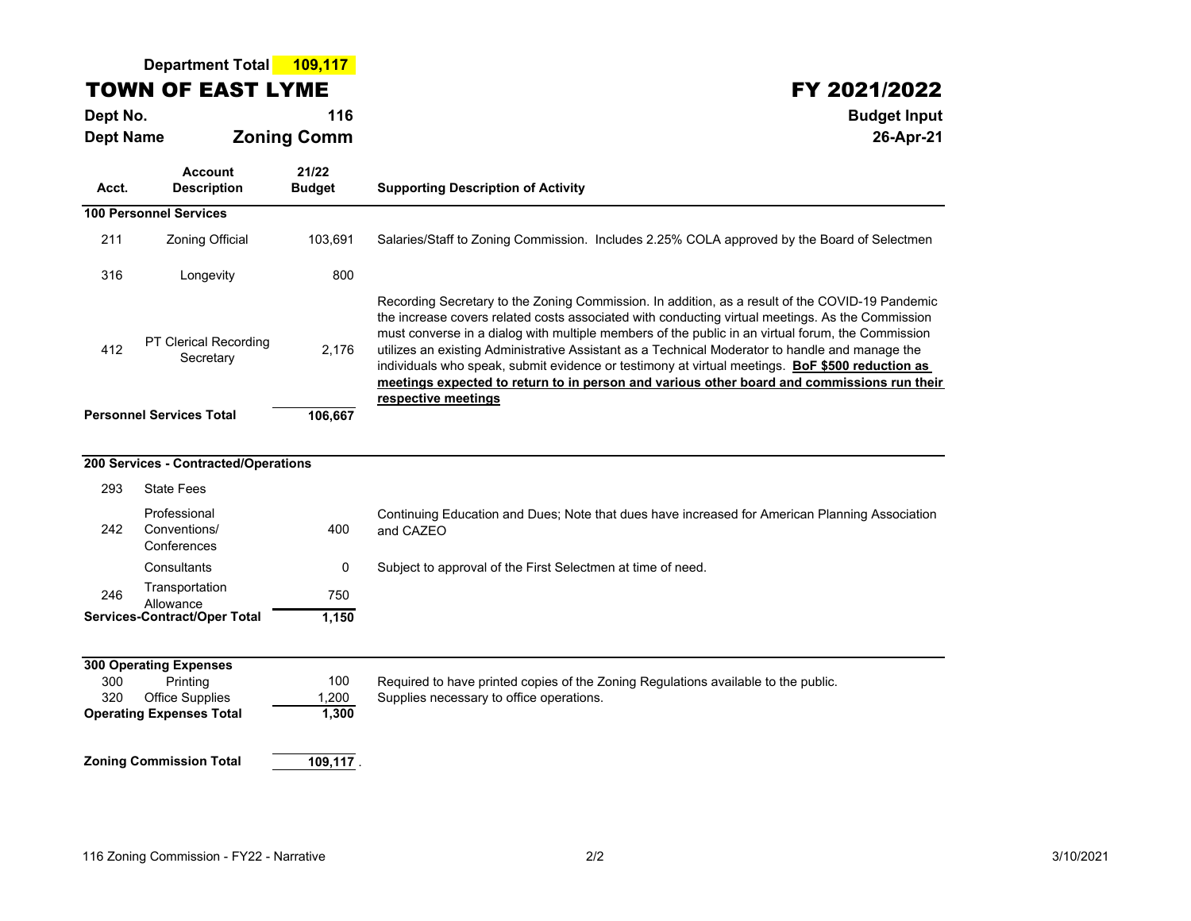**Department Total** **109,117**

# TOWN OF EAST LYME

# FY 2021/2022

**Dept No.** **116**

**Dept Name** **Zoning Comm**

**Budget Input**

**26-Apr-21**

| Acct. | Account Description | 21/22 Budget | Supporting Description of Activity |
|---|---|---|---|
| **100 Personnel Services** | | | |
| 211 | Zoning Official | 103,691 | Salaries/Staff to Zoning Commission. Includes 2.25% COLA approved by the Board of Selectmen |
| 316 | Longevity | 800 | |
| 412 | PT Clerical Recording Secretary | 2,176 | Recording Secretary to the Zoning Commission. In addition, as a result of the COVID-19 Pandemic the increase covers related costs associated with conducting virtual meetings. As the Commission must converse in a dialog with multiple members of the public in an virtual forum, the Commission utilizes an existing Administrative Assistant as a Technical Moderator to handle and manage the individuals who speak, submit evidence or testimony at virtual meetings. **BoF $500 reduction as meetings expected to return to in person and various other board and commissions run their respective meetings** |
| **Personnel Services Total** | | **106,667** | |
| **200 Services - Contracted/Operations** | | | |
| 293 | State Fees | | |
| 242 | Professional Conventions/ Conferences | 400 | Continuing Education and Dues; Note that dues have increased for American Planning Association and CAZEO |
| | Consultants | 0 | Subject to approval of the First Selectmen at time of need. |
| 246 | Transportation Allowance | 750 | |
| **Services-Contract/Oper Total** | | **1,150** | |
| **300 Operating Expenses** | | | |
| 300 | Printing | 100 | Required to have printed copies of the Zoning Regulations available to the public. |
| 320 | Office Supplies | 1,200 | Supplies necessary to office operations. |
| **Operating Expenses Total** | | **1,300** | |
| **Zoning Commission Total** | | **109,117** | |